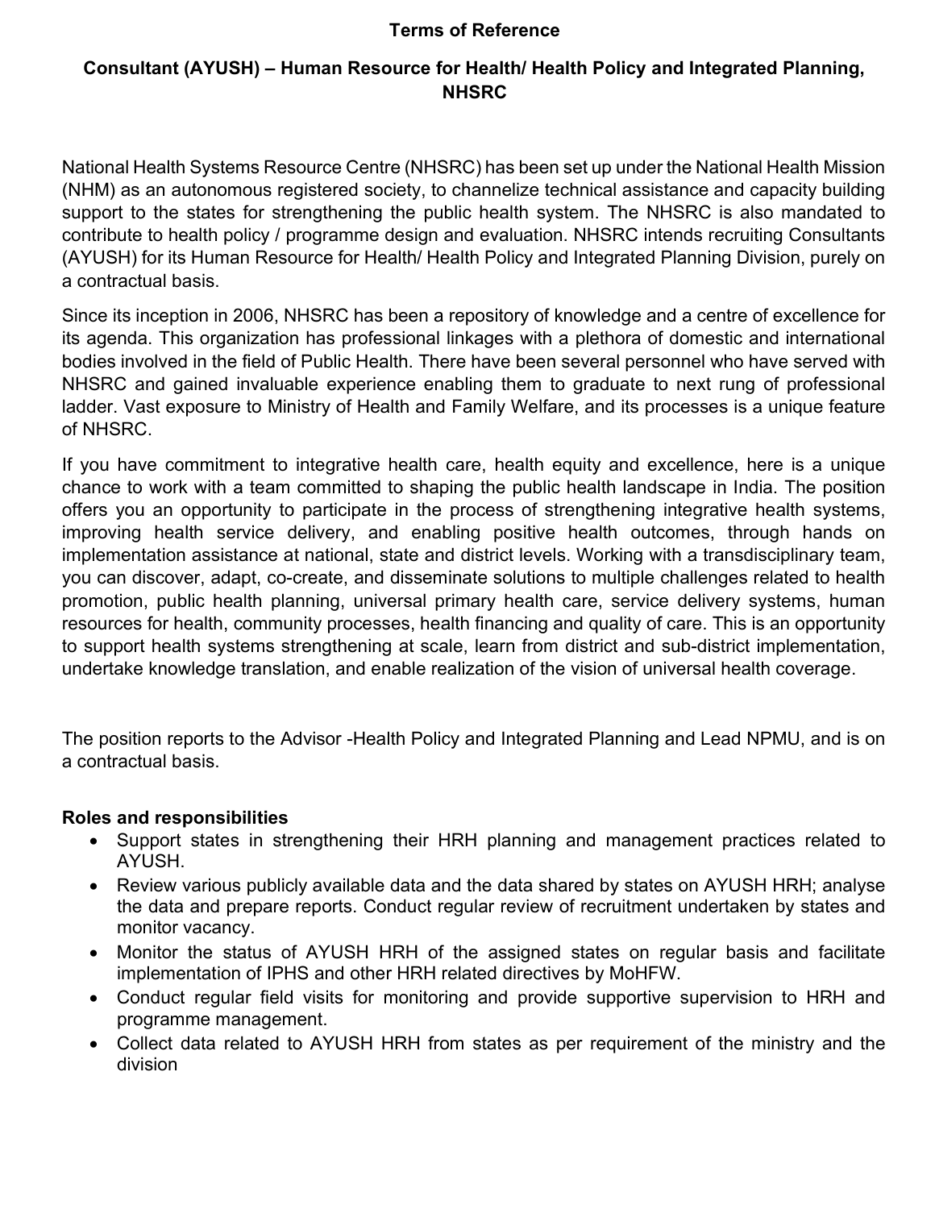# Terms of Reference

## Consultant (AYUSH) – Human Resource for Health/ Health Policy and Integrated Planning, NHSRC

National Health Systems Resource Centre (NHSRC) has been set up under the National Health Mission (NHM) as an autonomous registered society, to channelize technical assistance and capacity building support to the states for strengthening the public health system. The NHSRC is also mandated to contribute to health policy / programme design and evaluation. NHSRC intends recruiting Consultants (AYUSH) for its Human Resource for Health/ Health Policy and Integrated Planning Division, purely on a contractual basis.

Since its inception in 2006, NHSRC has been a repository of knowledge and a centre of excellence for its agenda. This organization has professional linkages with a plethora of domestic and international bodies involved in the field of Public Health. There have been several personnel who have served with NHSRC and gained invaluable experience enabling them to graduate to next rung of professional ladder. Vast exposure to Ministry of Health and Family Welfare, and its processes is a unique feature of NHSRC.

If you have commitment to integrative health care, health equity and excellence, here is a unique chance to work with a team committed to shaping the public health landscape in India. The position offers you an opportunity to participate in the process of strengthening integrative health systems, improving health service delivery, and enabling positive health outcomes, through hands on implementation assistance at national, state and district levels. Working with a transdisciplinary team, you can discover, adapt, co-create, and disseminate solutions to multiple challenges related to health promotion, public health planning, universal primary health care, service delivery systems, human resources for health, community processes, health financing and quality of care. This is an opportunity to support health systems strengthening at scale, learn from district and sub-district implementation, undertake knowledge translation, and enable realization of the vision of universal health coverage.

The position reports to the Advisor -Health Policy and Integrated Planning and Lead NPMU, and is on a contractual basis.

### Roles and responsibilities

- Support states in strengthening their HRH planning and management practices related to AYUSH.
- Review various publicly available data and the data shared by states on AYUSH HRH; analyse the data and prepare reports. Conduct regular review of recruitment undertaken by states and monitor vacancy.
- Monitor the status of AYUSH HRH of the assigned states on regular basis and facilitate implementation of IPHS and other HRH related directives by MoHFW.
- Conduct regular field visits for monitoring and provide supportive supervision to HRH and programme management.
- Collect data related to AYUSH HRH from states as per requirement of the ministry and the division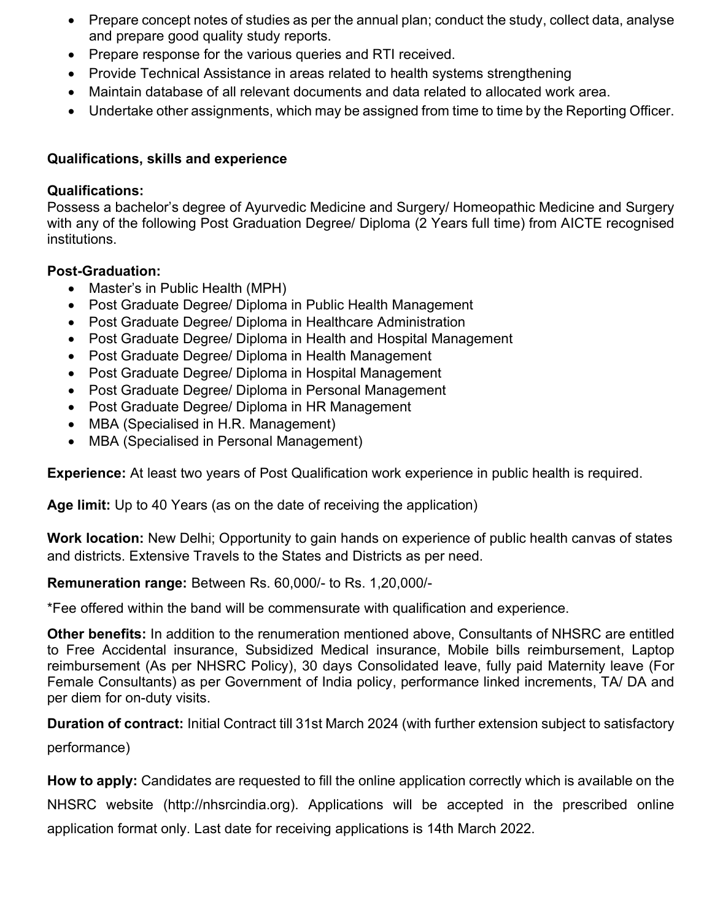- Prepare concept notes of studies as per the annual plan; conduct the study, collect data, analyse and prepare good quality study reports.
- Prepare response for the various queries and RTI received.
- Provide Technical Assistance in areas related to health systems strengthening
- Maintain database of all relevant documents and data related to allocated work area.
- Undertake other assignments, which may be assigned from time to time by the Reporting Officer.

**Qualifications, skills and experience**

**Qualifications:**
Possess a bachelor's degree of Ayurvedic Medicine and Surgery/ Homeopathic Medicine and Surgery with any of the following Post Graduation Degree/ Diploma (2 Years full time) from AICTE recognised institutions.

**Post-Graduation:**

- Master's in Public Health (MPH)
- Post Graduate Degree/ Diploma in Public Health Management
- Post Graduate Degree/ Diploma in Healthcare Administration
- Post Graduate Degree/ Diploma in Health and Hospital Management
- Post Graduate Degree/ Diploma in Health Management
- Post Graduate Degree/ Diploma in Hospital Management
- Post Graduate Degree/ Diploma in Personal Management
- Post Graduate Degree/ Diploma in HR Management
- MBA (Specialised in H.R. Management)
- MBA (Specialised in Personal Management)

**Experience:** At least two years of Post Qualification work experience in public health is required.

**Age limit:** Up to 40 Years (as on the date of receiving the application)

**Work location:** New Delhi; Opportunity to gain hands on experience of public health canvas of states and districts. Extensive Travels to the States and Districts as per need.

**Remuneration range:** Between Rs. 60,000/- to Rs. 1,20,000/-

*Fee offered within the band will be commensurate with qualification and experience.

**Other benefits:** In addition to the renumeration mentioned above, Consultants of NHSRC are entitled to Free Accidental insurance, Subsidized Medical insurance, Mobile bills reimbursement, Laptop reimbursement (As per NHSRC Policy), 30 days Consolidated leave, fully paid Maternity leave (For Female Consultants) as per Government of India policy, performance linked increments, TA/ DA and per diem for on-duty visits.

**Duration of contract:** Initial Contract till 31st March 2024 (with further extension subject to satisfactory performance)

**How to apply:** Candidates are requested to fill the online application correctly which is available on the NHSRC website (http://nhsrcindia.org). Applications will be accepted in the prescribed online application format only. Last date for receiving applications is 14th March 2022.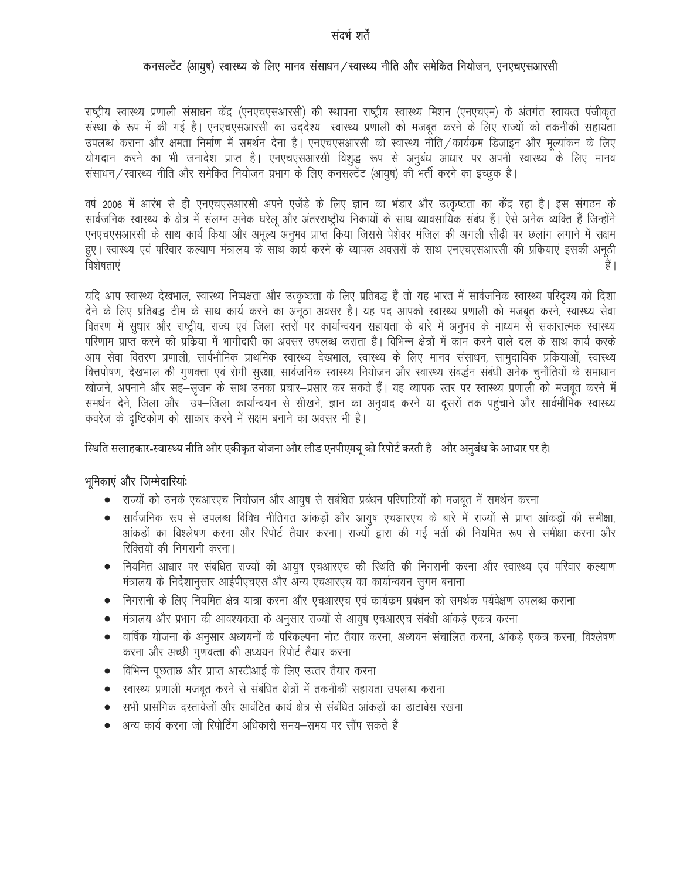# संदर्भ शर्तें

## कनसल्टेंट (आयुष) स्वास्थ्य के लिए मानव संसाधन/स्वास्थ्य नीति और समेकित नियोजन, एनएचएसआरसी

राष्ट्रीय स्वास्थ्य प्रणाली संसाधन केंद्र (एनएचएसआरसी) की स्थापना राष्ट्रीय स्वास्थ्य मिशन (एनएचएम) के अंतर्गत स्वायत्त पंजीकृत संस्था के रूप में की गई है। एनएचएसआरसी का उद्देश्य स्वास्थ्य प्रणाली को मजबूत करने के लिए राज्यों को तकनीकी सहायता उपलब्ध कराना और क्षमता निर्माण में समर्थन देना है। एनएचएसआरसी को स्वास्थ्य नीति/कार्यक्रम डिजाइन और मूल्यांकन के लिए योगदान करने का भी जनादेश प्राप्त है। एनएचएसआरसी विशुद्ध रूप से अनुबंध आधार पर अपनी स्वास्थ्य के लिए मानव संसाधन/स्वास्थ्य नीति और समेकित नियोजन प्रभाग के लिए कनसल्टेंट (आयुष) की भर्ती करने का इच्छुक है।

वर्ष 2006 में आरंभ से ही एनएचएसआरसी अपने एजेंडे के लिए ज्ञान का भंडार और उत्कृष्टता का केंद्र रहा है। इस संगठन के सार्वजनिक स्वास्थ्य के क्षेत्र में संलग्न अनेक घरेलू और अंतरराष्ट्रीय निकायों के साथ व्यावसायिक संबंध हैं। ऐसे अनेक व्यक्ति हैं जिन्होंने एनएचएसआरसी के साथ कार्य किया और अमूल्य अनुभव प्राप्त किया जिससे पेशेवर मंजिल की अगली सीढ़ी पर छलांग लगाने में सक्षम हुए। स्वास्थ्य एवं परिवार कल्याण मंत्रालय के साथ कार्य करने के व्यापक अवसरों के साथ एनएचएसआरसी की प्रकियाएं इसकी अनूठी विशेषताएं हैं।

यदि आप स्वास्थ्य देखभाल, स्वास्थ्य निष्पक्षता और उत्कृष्टता के लिए प्रतिबद्ध हैं तो यह भारत में सार्वजनिक स्वास्थ्य परिदृश्य को दिशा देने के लिए प्रतिबद्ध टीम के साथ कार्य करने का अनूठा अवसर है। यह पद आपको स्वास्थ्य प्रणाली को मजबूत करने, स्वास्थ्य सेवा वितरण में सुधार और राष्ट्रीय, राज्य एवं जिला स्तरों पर कार्यान्वयन सहायता के बारे में अनुभव के माध्यम से सकारात्मक स्वास्थ्य परिणाम प्राप्त करने की प्रक्रिया में भागीदारी का अवसर उपलब्ध कराता है। विभिन्न क्षेत्रों में काम करने वाले दल के साथ कार्य करके आप सेवा वितरण प्रणाली, सार्वभौमिक प्राथमिक स्वास्थ्य देखभाल, स्वास्थ्य के लिए मानव संसाधन, सामुदायिक प्रक्रियाओं, स्वास्थ्य वित्तपोषण, देखभाल की गुणवत्ता एवं रोगी सुरक्षा, सार्वजनिक स्वास्थ्य नियोजन और स्वास्थ्य संवर्द्धन संबंधी अनेक चुनौतियों के समाधान खोजने, अपनाने और सह–सृजन के साथ उनका प्रचार–प्रसार कर सकते हैं। यह व्यापक स्तर पर स्वास्थ्य प्रणाली को मजबूत करने में समर्थन देने, जिला और उप–जिला कार्यान्वयन से सीखने, ज्ञान का अनुवाद करने या दूसरों तक पहुंचाने और सार्वभौमिक स्वास्थ्य कवरेज के दृष्टिकोण को साकार करने में सक्षम बनाने का अवसर भी है।

स्थिति सलाहकार-स्वास्थ्य नीति और एकीकृत योजना और लीड एनपीएमयू को रिपोर्ट करती है और अनुबंध के आधार पर है।

**भूमिकाएं और जिम्मेदारियां:**

- राज्यों को उनके एचआरएच नियोजन और आयुष से सबंधित प्रबंधन परिपाटियों को मजबूत में समर्थन करना
- सार्वजनिक रूप से उपलब्ध विविध नीतिगत आंकड़ों और आयुष एचआरएच के बारे में राज्यों से प्राप्त आंकड़ों की समीक्षा, आंकड़ों का विश्लेषण करना और रिपोर्ट तैयार करना। राज्यों द्वारा की गई भर्ती की नियमित रूप से समीक्षा करना और रिक्तियों की निगरानी करना।
- नियमित आधार पर संबंधित राज्यों की आयुष एचआरएच की स्थिति की निगरानी करना और स्वास्थ्य एवं परिवार कल्याण मंत्रालय के निर्देशानुसार आईपीएचएस और अन्य एचआरएच का कार्यान्वयन सुगम बनाना
- निगरानी के लिए नियमित क्षेत्र यात्रा करना और एचआरएच एवं कार्यक्रम प्रबंधन को समर्थक पर्यवेक्षण उपलब्ध कराना
- मंत्रालय और प्रभाग की आवश्यकता के अनुसार राज्यों से आयुष एचआरएच संबंधी आंकड़े एकत्र करना
- वार्षिक योजना के अनुसार अध्ययनों के परिकल्पना नोट तैयार करना, अध्ययन संचालित करना, आंकड़े एकत्र करना, विश्लेषण करना और अच्छी गुणवत्ता की अध्ययन रिपोर्ट तैयार करना
- विभिन्न पूछताछ और प्राप्त आरटीआई के लिए उत्तर तैयार करना
- स्वास्थ्य प्रणाली मजबूत करने से संबंधित क्षेत्रों में तकनीकी सहायता उपलब्ध कराना
- सभी प्रासंगिक दस्तावेजों और आवंटित कार्य क्षेत्र से संबंधित आंकड़ों का डाटाबेस रखना
- अन्य कार्य करना जो रिपोर्टिंग अधिकारी समय–समय पर सौंप सकते हैं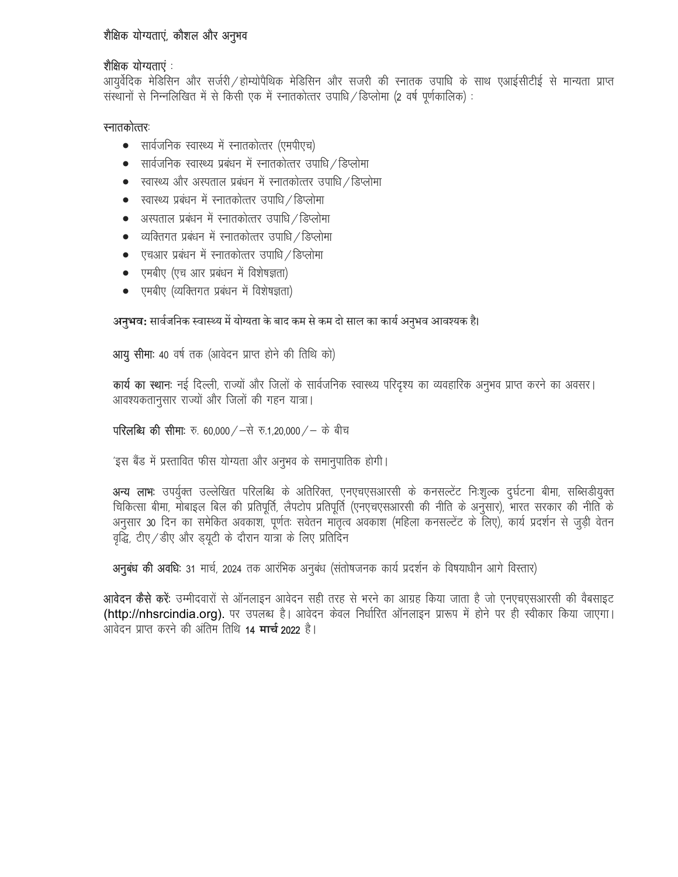**शैक्षिक योग्यताएं, कौशल और अनुभव**

**शैक्षिक योग्यताएं** :

आयुर्वेदिक मेडिसिन और सर्जरी/होम्योपैथिक मेडिसिन और सजरी की स्नातक उपाधि के साथ एआईसीटीई से मान्यता प्राप्त संस्थानों से निम्नलिखित में से किसी एक में स्नातकोत्तर उपाधि/डिप्लोमा (2 वर्ष पूर्णकालिक) :

स्नातकोत्तरः

- सार्वजनिक स्वास्थ्य में स्नातकोत्तर (एमपीएच)
- सार्वजनिक स्वास्थ्य प्रबंधन में स्नातकोत्तर उपाधि/डिप्लोमा
- स्वास्थ्य और अस्पताल प्रबंधन में स्नातकोत्तर उपाधि/डिप्लोमा
- स्वास्थ्य प्रबंधन में स्नातकोत्तर उपाधि/डिप्लोमा
- अस्पताल प्रबंधन में स्नातकोत्तर उपाधि/डिप्लोमा
- व्यक्तिगत प्रबंधन में स्नातकोत्तर उपाधि/डिप्लोमा
- एचआर प्रबंधन में स्नातकोत्तर उपाधि/डिप्लोमा
- एमबीए (एच आर प्रबंधन में विशेषज्ञता)
- एमबीए (व्यक्तिगत प्रबंधन में विशेषज्ञता)

**अनुभव:** सार्वजनिक स्वास्थ्य में योग्यता के बाद कम से कम दो साल का कार्य अनुभव आवश्यक है।

**आयु सीमाः** 40 वर्ष तक (आवेदन प्राप्त होने की तिथि को)

**कार्य का स्थानः** नई दिल्ली, राज्यों और जिलों के सार्वजनिक स्वास्थ्य परिदृश्य का व्यवहारिक अनुभव प्राप्त करने का अवसर। आवश्यकतानुसार राज्यों और जिलों की गहन यात्रा।

**परिलब्धि की सीमाः** रु. 60,000/–से रु.1,20,000/– के बीच

'इस बैंड में प्रस्तावित फीस योग्यता और अनुभव के समानुपातिक होगी।

**अन्य लाभः** उपर्युक्त उल्लेखित परिलब्धि के अतिरिक्त, एनएचएसआरसी के कनसल्टेंट निःशुल्क दुर्घटना बीमा, सब्सिडीयुक्त चिकित्सा बीमा, मोबाइल बिल की प्रतिपूर्ति, लैपटोप प्रतिपूर्ति (एनएचएसआरसी की नीति के अनुसार), भारत सरकार की नीति के अनुसार 30 दिन का समेकित अवकाश, पूर्णतः सवेतन मातृत्व अवकाश (महिला कनसल्टेंट के लिए), कार्य प्रदर्शन से जुड़ी वेतन वृद्धि, टीए/डीए और ड्यूटी के दौरान यात्रा के लिए प्रतिदिन

**अनुबंध की अवधिः** 31 मार्च, 2024 तक आरंभिक अनुबंध (संतोषजनक कार्य प्रदर्शन के विषयाधीन आगे विस्तार)

**आवेदन कैसे करें:** उम्मीदवारों से ऑनलाइन आवेदन सही तरह से भरने का आग्रह किया जाता है जो एनएचएसआरसी की वैबसाइट (http://nhsrcindia.org). पर उपलब्ध है। आवेदन केवल निर्धारित ऑनलाइन प्रारूप में होने पर ही स्वीकार किया जाएगा। आवेदन प्राप्त करने की अंतिम तिथि **14 मार्च 2022** है।